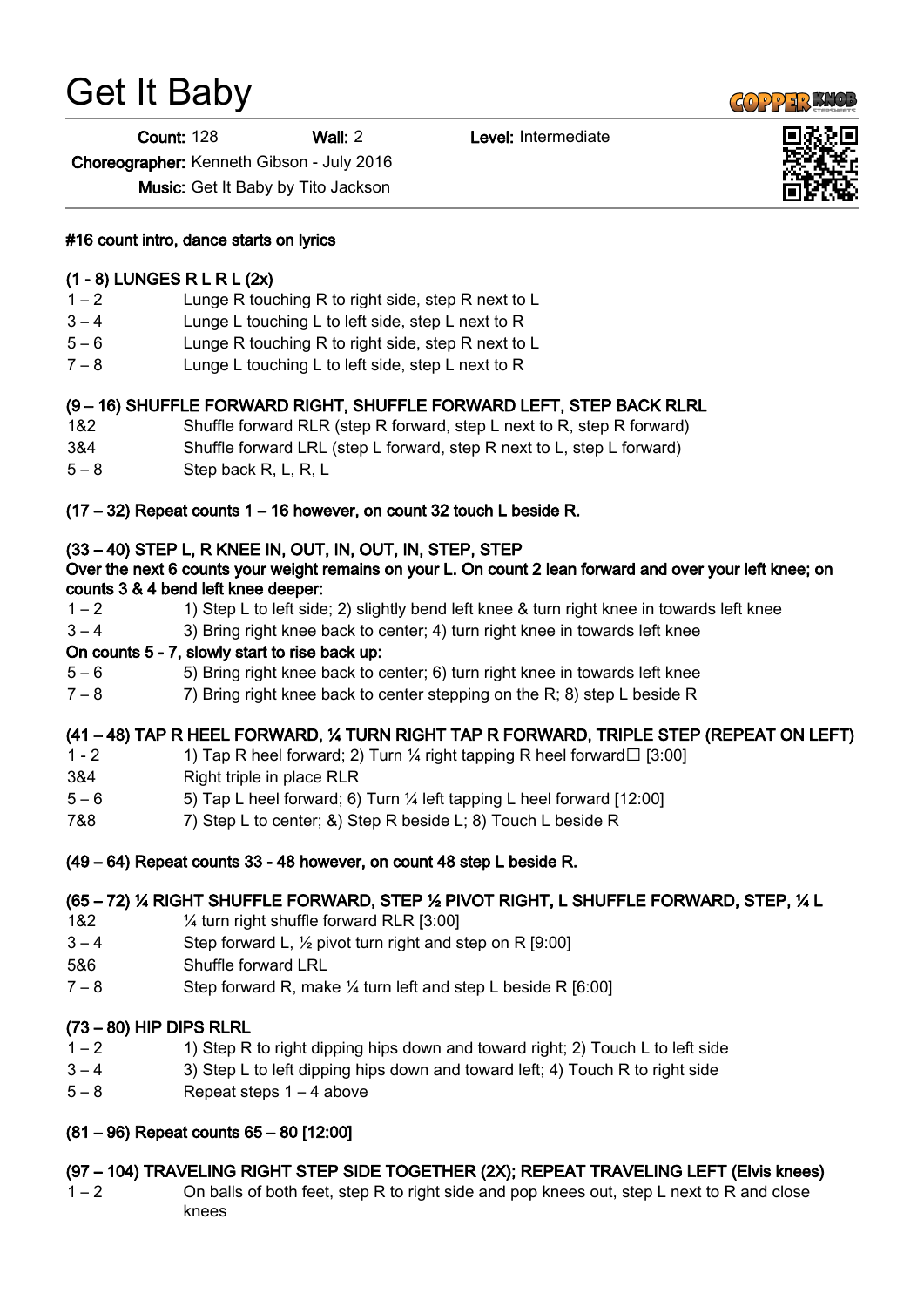# Get It Baby

**Count:** 128 **Wall:** 2 **Level:** Intermediate

**Choreographer:** Kenneth Gibson - July 2016

**Music:** Get It Baby by Tito Jackson

**#16 count intro, dance starts on lyrics**

**(1 - 8) LUNGES R L R L (2x)**

| | |
|---|---|
| 1 – 2 | Lunge R touching R to right side, step R next to L |
| 3 – 4 | Lunge L touching L to left side, step L next to R |
| 5 – 6 | Lunge R touching R to right side, step R next to L |
| 7 – 8 | Lunge L touching L to left side, step L next to R |

**(9 – 16) SHUFFLE FORWARD RIGHT, SHUFFLE FORWARD LEFT, STEP BACK RLRL**

| | |
|---|---|
| 1&2 | Shuffle forward RLR (step R forward, step L next to R, step R forward) |
| 3&4 | Shuffle forward LRL (step L forward, step R next to L, step L forward) |
| 5 – 8 | Step back R, L, R, L |

**(17 – 32) Repeat counts 1 – 16 however, on count 32 touch L beside R.**

**(33 – 40) STEP L, R KNEE IN, OUT, IN, OUT, IN, STEP, STEP**

**Over the next 6 counts your weight remains on your L. On count 2 lean forward and over your left knee; on counts 3 & 4 bend left knee deeper:**

| | |
|---|---|
| 1 – 2 | 1) Step L to left side; 2) slightly bend left knee & turn right knee in towards left knee |
| 3 – 4 | 3) Bring right knee back to center; 4) turn right knee in towards left knee |

**On counts 5 - 7, slowly start to rise back up:**

| | |
|---|---|
| 5 – 6 | 5) Bring right knee back to center; 6) turn right knee in towards left knee |
| 7 – 8 | 7) Bring right knee back to center stepping on the R; 8) step L beside R |

**(41 – 48) TAP R HEEL FORWARD, ¼ TURN RIGHT TAP R FORWARD, TRIPLE STEP (REPEAT ON LEFT)**

| | |
|---|---|
| 1 - 2 | 1) Tap R heel forward; 2) Turn ¼ right tapping R heel forward☐ [3:00] |
| 3&4 | Right triple in place RLR |
| 5 – 6 | 5) Tap L heel forward; 6) Turn ¼ left tapping L heel forward [12:00] |
| 7&8 | 7) Step L to center; &) Step R beside L; 8) Touch L beside R |

**(49 – 64) Repeat counts 33 - 48 however, on count 48 step L beside R.**

**(65 – 72) ¼ RIGHT SHUFFLE FORWARD, STEP ½ PIVOT RIGHT, L SHUFFLE FORWARD, STEP, ¼ L**

| | |
|---|---|
| 1&2 | ¼ turn right shuffle forward RLR [3:00] |
| 3 – 4 | Step forward L, ½ pivot turn right and step on R [9:00] |
| 5&6 | Shuffle forward LRL |
| 7 – 8 | Step forward R, make ¼ turn left and step L beside R [6:00] |

**(73 – 80) HIP DIPS RLRL**

| | |
|---|---|
| 1 – 2 | 1) Step R to right dipping hips down and toward right; 2) Touch L to left side |
| 3 – 4 | 3) Step L to left dipping hips down and toward left; 4) Touch R to right side |
| 5 – 8 | Repeat steps 1 – 4 above |

**(81 – 96) Repeat counts 65 – 80 [12:00]**

**(97 – 104) TRAVELING RIGHT STEP SIDE TOGETHER (2X); REPEAT TRAVELING LEFT (Elvis knees)**

| | |
|---|---|
| 1 – 2 | On balls of both feet, step R to right side and pop knees out, step L next to R and close knees |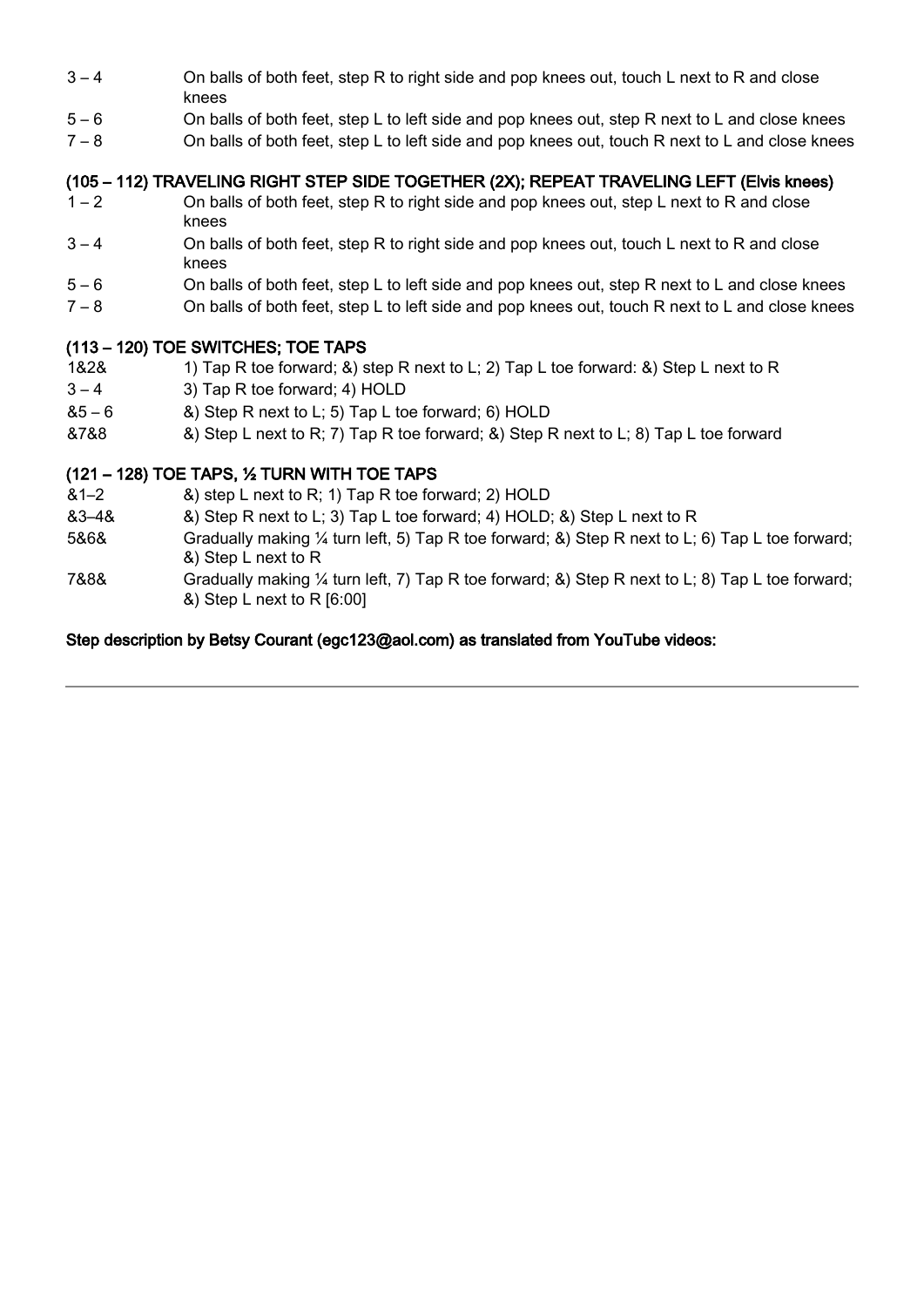| | |
|---|---|
| 3 – 4 | On balls of both feet, step R to right side and pop knees out, touch L next to R and close knees |
| 5 – 6 | On balls of both feet, step L to left side and pop knees out, step R next to L and close knees |
| 7 – 8 | On balls of both feet, step L to left side and pop knees out, touch R next to L and close knees |

### (105 – 112) TRAVELING RIGHT STEP SIDE TOGETHER (2X); REPEAT TRAVELING LEFT (Elvis knees)

| | |
|---|---|
| 1 – 2 | On balls of both feet, step R to right side and pop knees out, step L next to R and close knees |
| 3 – 4 | On balls of both feet, step R to right side and pop knees out, touch L next to R and close knees |
| 5 – 6 | On balls of both feet, step L to left side and pop knees out, step R next to L and close knees |
| 7 – 8 | On balls of both feet, step L to left side and pop knees out, touch R next to L and close knees |

### (113 – 120) TOE SWITCHES; TOE TAPS

| | |
|---|---|
| 1&2& | 1) Tap R toe forward; &) step R next to L; 2) Tap L toe forward: &) Step L next to R |
| 3 – 4 | 3) Tap R toe forward; 4) HOLD |
| &5 – 6 | &) Step R next to L; 5) Tap L toe forward; 6) HOLD |
| &7&8 | &) Step L next to R; 7) Tap R toe forward; &) Step R next to L; 8) Tap L toe forward |

### (121 – 128) TOE TAPS, ½ TURN WITH TOE TAPS

| | |
|---|---|
| &1–2 | &) step L next to R; 1) Tap R toe forward; 2) HOLD |
| &3–4& | &) Step R next to L; 3) Tap L toe forward; 4) HOLD; &) Step L next to R |
| 5&6& | Gradually making ¼ turn left, 5) Tap R toe forward; &) Step R next to L; 6) Tap L toe forward; &) Step L next to R |
| 7&8& | Gradually making ¼ turn left, 7) Tap R toe forward; &) Step R next to L; 8) Tap L toe forward; &) Step L next to R [6:00] |

**Step description by Betsy Courant (egc123@aol.com) as translated from YouTube videos:**

---